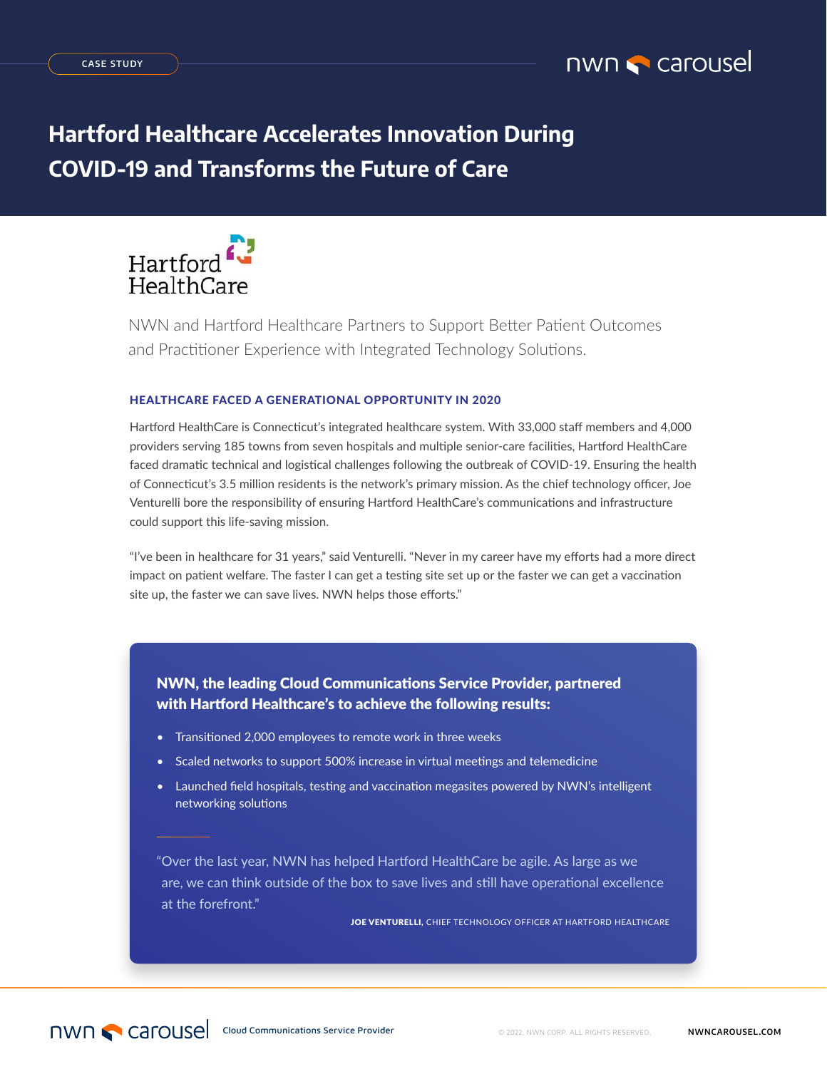CASE STUDY

# Hartford Healthcare Accelerates Innovation During COVID-19 and Transforms the Future of Care

Hartford HealthCare

NWN and Hartford Healthcare Partners to Support Better Patient Outcomes and Practitioner Experience with Integrated Technology Solutions.

## HEALTHCARE FACED A GENERATIONAL OPPORTUNITY IN 2020

Hartford HealthCare is Connecticut's integrated healthcare system. With 33,000 staff members and 4,000 providers serving 185 towns from seven hospitals and multiple senior-care facilities, Hartford HealthCare faced dramatic technical and logistical challenges following the outbreak of COVID-19. Ensuring the health of Connecticut's 3.5 million residents is the network's primary mission. As the chief technology officer, Joe Venturelli bore the responsibility of ensuring Hartford HealthCare's communications and infrastructure could support this life-saving mission.

"I've been in healthcare for 31 years," said Venturelli. "Never in my career have my efforts had a more direct impact on patient welfare. The faster I can get a testing site set up or the faster we can get a vaccination site up, the faster we can save lives. NWN helps those efforts."

**NWN, the leading Cloud Communications Service Provider, partnered with Hartford Healthcare's to achieve the following results:**

- Transitioned 2,000 employees to remote work in three weeks
- Scaled networks to support 500% increase in virtual meetings and telemedicine
- Launched field hospitals, testing and vaccination megasites powered by NWN's intelligent networking solutions

"Over the last year, NWN has helped Hartford HealthCare be agile. As large as we are, we can think outside of the box to save lives and still have operational excellence at the forefront."

**JOE VENTURELLI,** CHIEF TECHNOLOGY OFFICER AT HARTFORD HEALTHCARE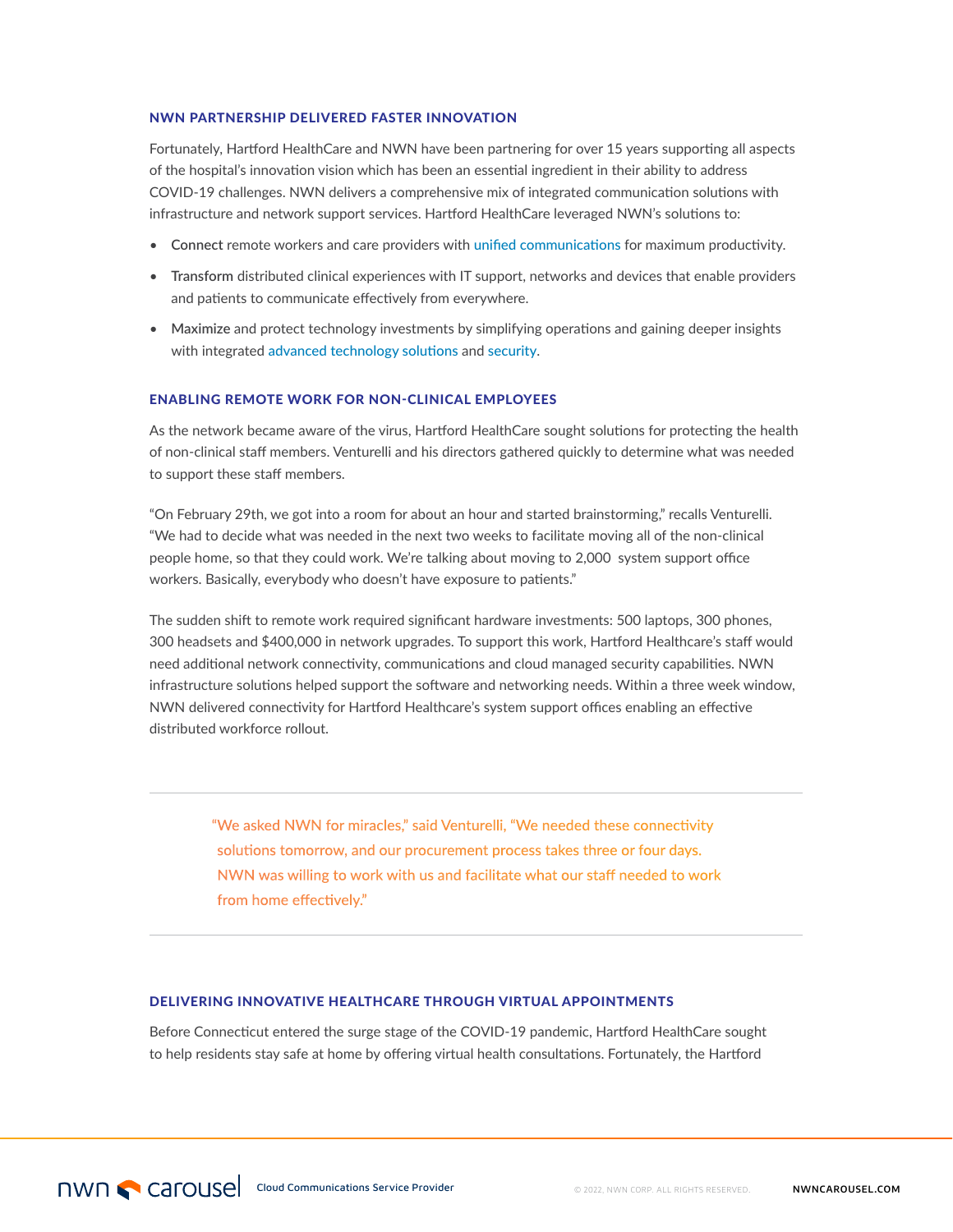## NWN PARTNERSHIP DELIVERED FASTER INNOVATION

Fortunately, Hartford HealthCare and NWN have been partnering for over 15 years supporting all aspects of the hospital's innovation vision which has been an essential ingredient in their ability to address COVID-19 challenges. NWN delivers a comprehensive mix of integrated communication solutions with infrastructure and network support services. Hartford HealthCare leveraged NWN's solutions to:

- **Connect** remote workers and care providers with unified communications for maximum productivity.
- **Transform** distributed clinical experiences with IT support, networks and devices that enable providers and patients to communicate effectively from everywhere.
- **Maximize** and protect technology investments by simplifying operations and gaining deeper insights with integrated advanced technology solutions and security.

## ENABLING REMOTE WORK FOR NON-CLINICAL EMPLOYEES

As the network became aware of the virus, Hartford HealthCare sought solutions for protecting the health of non-clinical staff members. Venturelli and his directors gathered quickly to determine what was needed to support these staff members.

"On February 29th, we got into a room for about an hour and started brainstorming," recalls Venturelli. "We had to decide what was needed in the next two weeks to facilitate moving all of the non-clinical people home, so that they could work. We're talking about moving to 2,000 system support office workers. Basically, everybody who doesn't have exposure to patients."

The sudden shift to remote work required significant hardware investments: 500 laptops, 300 phones, 300 headsets and $400,000 in network upgrades. To support this work, Hartford Healthcare's staff would need additional network connectivity, communications and cloud managed security capabilities. NWN infrastructure solutions helped support the software and networking needs. Within a three week window, NWN delivered connectivity for Hartford Healthcare's system support offices enabling an effective distributed workforce rollout.

---

> "We asked NWN for miracles," said Venturelli, "We needed these connectivity solutions tomorrow, and our procurement process takes three or four days. NWN was willing to work with us and facilitate what our staff needed to work from home effectively."

---

## DELIVERING INNOVATIVE HEALTHCARE THROUGH VIRTUAL APPOINTMENTS

Before Connecticut entered the surge stage of the COVID-19 pandemic, Hartford HealthCare sought to help residents stay safe at home by offering virtual health consultations. Fortunately, the Hartford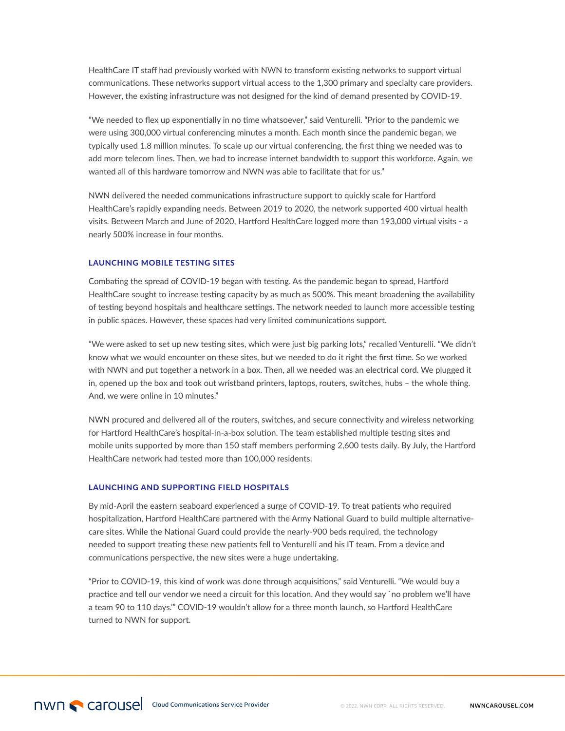HealthCare IT staff had previously worked with NWN to transform existing networks to support virtual communications. These networks support virtual access to the 1,300 primary and specialty care providers. However, the existing infrastructure was not designed for the kind of demand presented by COVID-19.

"We needed to flex up exponentially in no time whatsoever," said Venturelli. "Prior to the pandemic we were using 300,000 virtual conferencing minutes a month. Each month since the pandemic began, we typically used 1.8 million minutes. To scale up our virtual conferencing, the first thing we needed was to add more telecom lines. Then, we had to increase internet bandwidth to support this workforce. Again, we wanted all of this hardware tomorrow and NWN was able to facilitate that for us."

NWN delivered the needed communications infrastructure support to quickly scale for Hartford HealthCare's rapidly expanding needs. Between 2019 to 2020, the network supported 400 virtual health visits. Between March and June of 2020, Hartford HealthCare logged more than 193,000 virtual visits - a nearly 500% increase in four months.

### LAUNCHING MOBILE TESTING SITES

Combating the spread of COVID-19 began with testing. As the pandemic began to spread, Hartford HealthCare sought to increase testing capacity by as much as 500%. This meant broadening the availability of testing beyond hospitals and healthcare settings. The network needed to launch more accessible testing in public spaces. However, these spaces had very limited communications support.

"We were asked to set up new testing sites, which were just big parking lots," recalled Venturelli. "We didn't know what we would encounter on these sites, but we needed to do it right the first time. So we worked with NWN and put together a network in a box. Then, all we needed was an electrical cord. We plugged it in, opened up the box and took out wristband printers, laptops, routers, switches, hubs – the whole thing. And, we were online in 10 minutes."

NWN procured and delivered all of the routers, switches, and secure connectivity and wireless networking for Hartford HealthCare's hospital-in-a-box solution. The team established multiple testing sites and mobile units supported by more than 150 staff members performing 2,600 tests daily. By July, the Hartford HealthCare network had tested more than 100,000 residents.

### LAUNCHING AND SUPPORTING FIELD HOSPITALS

By mid-April the eastern seaboard experienced a surge of COVID-19. To treat patients who required hospitalization, Hartford HealthCare partnered with the Army National Guard to build multiple alternative-care sites. While the National Guard could provide the nearly-900 beds required, the technology needed to support treating these new patients fell to Venturelli and his IT team. From a device and communications perspective, the new sites were a huge undertaking.

"Prior to COVID-19, this kind of work was done through acquisitions," said Venturelli. "We would buy a practice and tell our vendor we need a circuit for this location. And they would say `no problem we'll have a team 90 to 110 days.'" COVID-19 wouldn't allow for a three month launch, so Hartford HealthCare turned to NWN for support.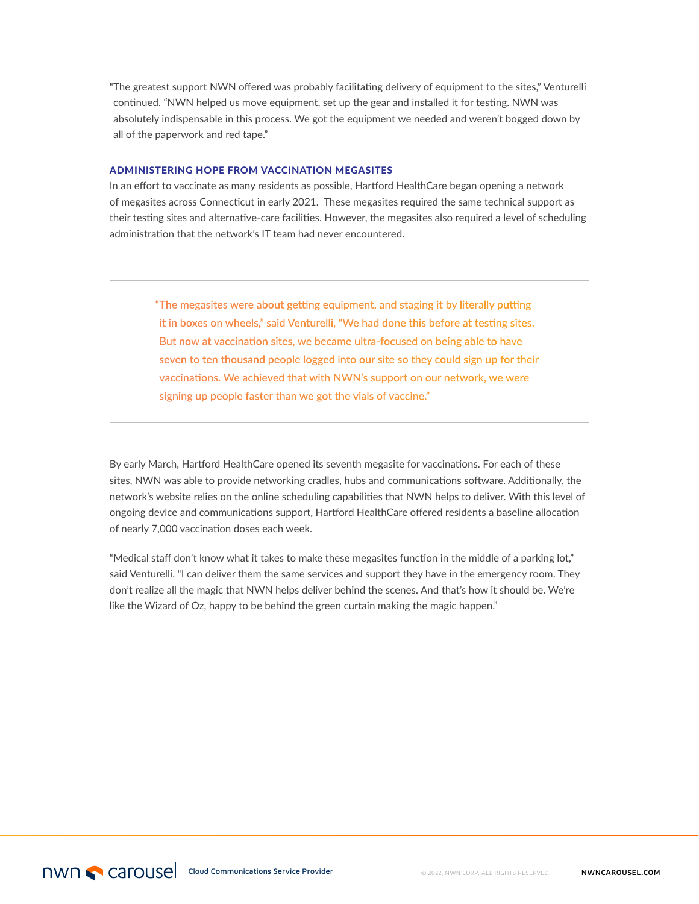"The greatest support NWN offered was probably facilitating delivery of equipment to the sites," Venturelli continued. "NWN helped us move equipment, set up the gear and installed it for testing. NWN was absolutely indispensable in this process. We got the equipment we needed and weren't bogged down by all of the paperwork and red tape."

### ADMINISTERING HOPE FROM VACCINATION MEGASITES

In an effort to vaccinate as many residents as possible, Hartford HealthCare began opening a network of megasites across Connecticut in early 2021. These megasites required the same technical support as their testing sites and alternative-care facilities. However, the megasites also required a level of scheduling administration that the network's IT team had never encountered.

---

> "The megasites were about getting equipment, and staging it by literally putting it in boxes on wheels," said Venturelli, "We had done this before at testing sites. But now at vaccination sites, we became ultra-focused on being able to have seven to ten thousand people logged into our site so they could sign up for their vaccinations. We achieved that with NWN's support on our network, we were signing up people faster than we got the vials of vaccine."

---

By early March, Hartford HealthCare opened its seventh megasite for vaccinations. For each of these sites, NWN was able to provide networking cradles, hubs and communications software. Additionally, the network's website relies on the online scheduling capabilities that NWN helps to deliver. With this level of ongoing device and communications support, Hartford HealthCare offered residents a baseline allocation of nearly 7,000 vaccination doses each week.

"Medical staff don't know what it takes to make these megasites function in the middle of a parking lot," said Venturelli. "I can deliver them the same services and support they have in the emergency room. They don't realize all the magic that NWN helps deliver behind the scenes. And that's how it should be. We're like the Wizard of Oz, happy to be behind the green curtain making the magic happen."